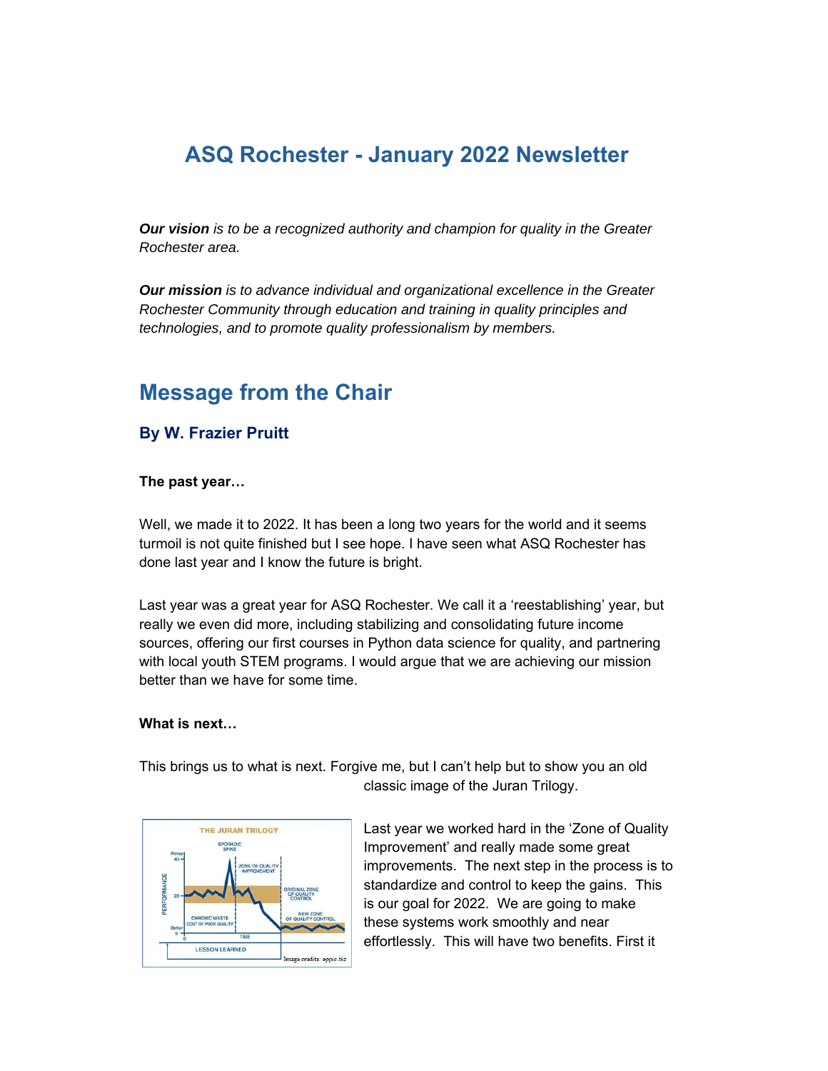# ASQ Rochester - January 2022 Newsletter

***Our vision*** *is to be a recognized authority and champion for quality in the Greater Rochester area.*

***Our mission*** *is to advance individual and organizational excellence in the Greater Rochester Community through education and training in quality principles and technologies, and to promote quality professionalism by members.*

## Message from the Chair

### By W. Frazier Pruitt

**The past year…**

Well, we made it to 2022. It has been a long two years for the world and it seems turmoil is not quite finished but I see hope. I have seen what ASQ Rochester has done last year and I know the future is bright.

Last year was a great year for ASQ Rochester. We call it a 'reestablishing' year, but really we even did more, including stabilizing and consolidating future income sources, offering our first courses in Python data science for quality, and partnering with local youth STEM programs. I would argue that we are achieving our mission better than we have for some time.

**What is next…**

This brings us to what is next. Forgive me, but I can't help but to show you an old classic image of the Juran Trilogy.

THE JURAN TRILOGY
SPORADIC SPIKE
Worse
40
20
Better
0
0
PERFORMANCE
ZONE OF QUALITY IMPROVEMENT
ORIGINAL ZONE OF QUALITY CONTROL
NEW ZONE OF QUALITY CONTROL
CHRONIC WASTE COST OF POOR QUALITY
TIME
LESSON LEARNED
Image credits: appie.biz

Last year we worked hard in the 'Zone of Quality Improvement' and really made some great improvements. The next step in the process is to standardize and control to keep the gains. This is our goal for 2022. We are going to make these systems work smoothly and near effortlessly. This will have two benefits. First it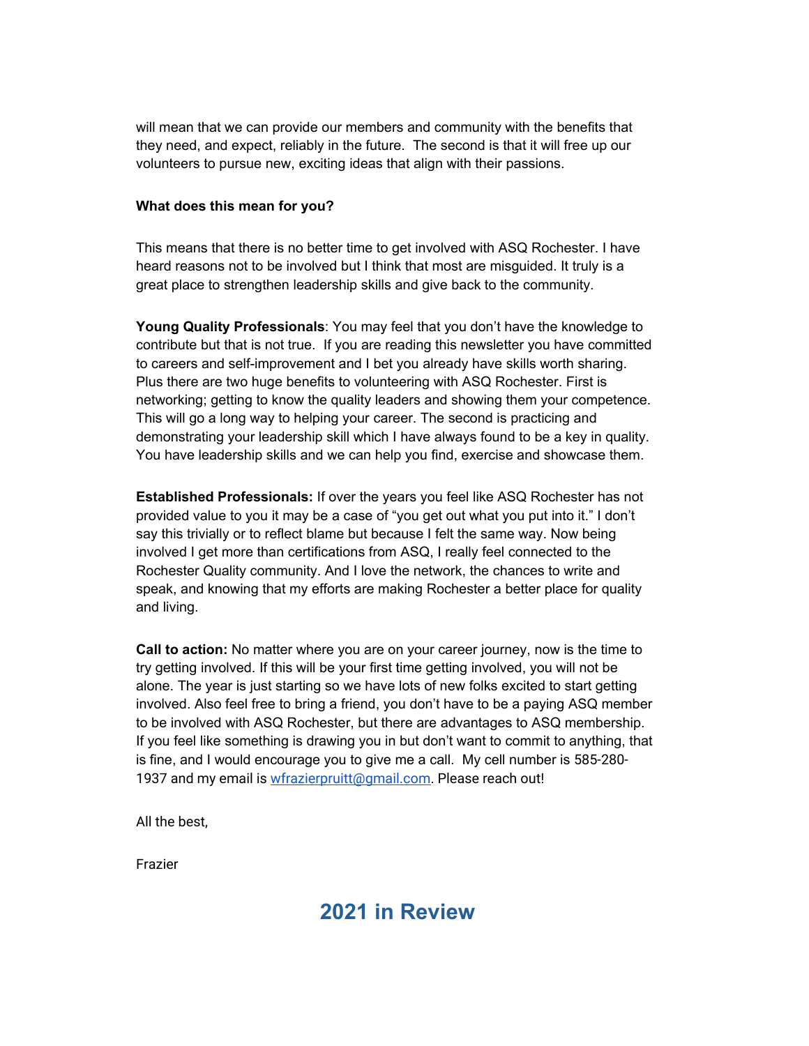will mean that we can provide our members and community with the benefits that they need, and expect, reliably in the future. The second is that it will free up our volunteers to pursue new, exciting ideas that align with their passions.

**What does this mean for you?**

This means that there is no better time to get involved with ASQ Rochester. I have heard reasons not to be involved but I think that most are misguided. It truly is a great place to strengthen leadership skills and give back to the community.

**Young Quality Professionals**: You may feel that you don't have the knowledge to contribute but that is not true. If you are reading this newsletter you have committed to careers and self-improvement and I bet you already have skills worth sharing. Plus there are two huge benefits to volunteering with ASQ Rochester. First is networking; getting to know the quality leaders and showing them your competence. This will go a long way to helping your career. The second is practicing and demonstrating your leadership skill which I have always found to be a key in quality. You have leadership skills and we can help you find, exercise and showcase them.

**Established Professionals:** If over the years you feel like ASQ Rochester has not provided value to you it may be a case of "you get out what you put into it." I don't say this trivially or to reflect blame but because I felt the same way. Now being involved I get more than certifications from ASQ, I really feel connected to the Rochester Quality community. And I love the network, the chances to write and speak, and knowing that my efforts are making Rochester a better place for quality and living.

**Call to action:** No matter where you are on your career journey, now is the time to try getting involved. If this will be your first time getting involved, you will not be alone. The year is just starting so we have lots of new folks excited to start getting involved. Also feel free to bring a friend, you don't have to be a paying ASQ member to be involved with ASQ Rochester, but there are advantages to ASQ membership. If you feel like something is drawing you in but don't want to commit to anything, that is fine, and I would encourage you to give me a call. My cell number is 585-280-1937 and my email is [wfrazierpruitt@gmail.com](mailto:wfrazierpruitt@gmail.com). Please reach out!

All the best,

Frazier

## 2021 in Review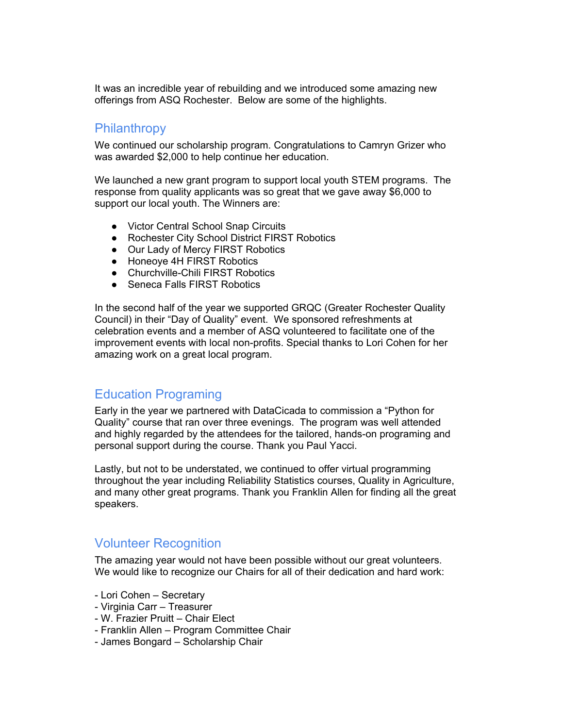It was an incredible year of rebuilding and we introduced some amazing new offerings from ASQ Rochester. Below are some of the highlights.

## Philanthropy

We continued our scholarship program. Congratulations to Camryn Grizer who was awarded $2,000 to help continue her education.

We launched a new grant program to support local youth STEM programs. The response from quality applicants was so great that we gave away $6,000 to support our local youth. The Winners are:

- Victor Central School Snap Circuits
- Rochester City School District FIRST Robotics
- Our Lady of Mercy FIRST Robotics
- Honeoye 4H FIRST Robotics
- Churchville-Chili FIRST Robotics
- Seneca Falls FIRST Robotics

In the second half of the year we supported GRQC (Greater Rochester Quality Council) in their "Day of Quality" event. We sponsored refreshments at celebration events and a member of ASQ volunteered to facilitate one of the improvement events with local non-profits. Special thanks to Lori Cohen for her amazing work on a great local program.

## Education Programing

Early in the year we partnered with DataCicada to commission a "Python for Quality" course that ran over three evenings. The program was well attended and highly regarded by the attendees for the tailored, hands-on programing and personal support during the course. Thank you Paul Yacci.

Lastly, but not to be understated, we continued to offer virtual programming throughout the year including Reliability Statistics courses, Quality in Agriculture, and many other great programs. Thank you Franklin Allen for finding all the great speakers.

## Volunteer Recognition

The amazing year would not have been possible without our great volunteers. We would like to recognize our Chairs for all of their dedication and hard work:

- Lori Cohen – Secretary
- Virginia Carr – Treasurer
- W. Frazier Pruitt – Chair Elect
- Franklin Allen – Program Committee Chair
- James Bongard – Scholarship Chair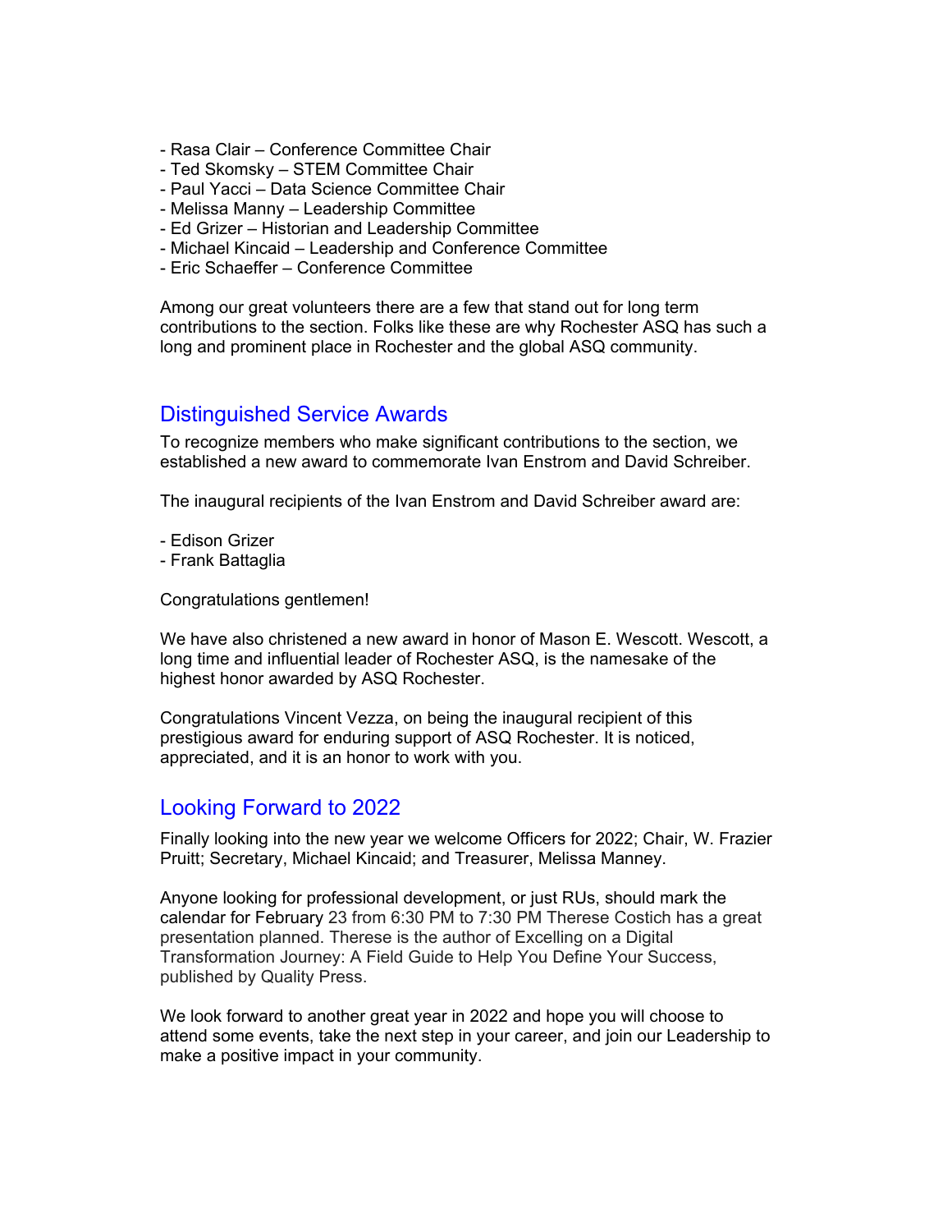- Rasa Clair – Conference Committee Chair
- Ted Skomsky – STEM Committee Chair
- Paul Yacci – Data Science Committee Chair
- Melissa Manny – Leadership Committee
- Ed Grizer – Historian and Leadership Committee
- Michael Kincaid – Leadership and Conference Committee
- Eric Schaeffer – Conference Committee

Among our great volunteers there are a few that stand out for long term contributions to the section. Folks like these are why Rochester ASQ has such a long and prominent place in Rochester and the global ASQ community.

## Distinguished Service Awards

To recognize members who make significant contributions to the section, we established a new award to commemorate Ivan Enstrom and David Schreiber.

The inaugural recipients of the Ivan Enstrom and David Schreiber award are:

- Edison Grizer
- Frank Battaglia

Congratulations gentlemen!

We have also christened a new award in honor of Mason E. Wescott. Wescott, a long time and influential leader of Rochester ASQ, is the namesake of the highest honor awarded by ASQ Rochester.

Congratulations Vincent Vezza, on being the inaugural recipient of this prestigious award for enduring support of ASQ Rochester. It is noticed, appreciated, and it is an honor to work with you.

## Looking Forward to 2022

Finally looking into the new year we welcome Officers for 2022; Chair, W. Frazier Pruitt; Secretary, Michael Kincaid; and Treasurer, Melissa Manney.

Anyone looking for professional development, or just RUs, should mark the calendar for February 23 from 6:30 PM to 7:30 PM Therese Costich has a great presentation planned. Therese is the author of Excelling on a Digital Transformation Journey: A Field Guide to Help You Define Your Success, published by Quality Press.

We look forward to another great year in 2022 and hope you will choose to attend some events, take the next step in your career, and join our Leadership to make a positive impact in your community.